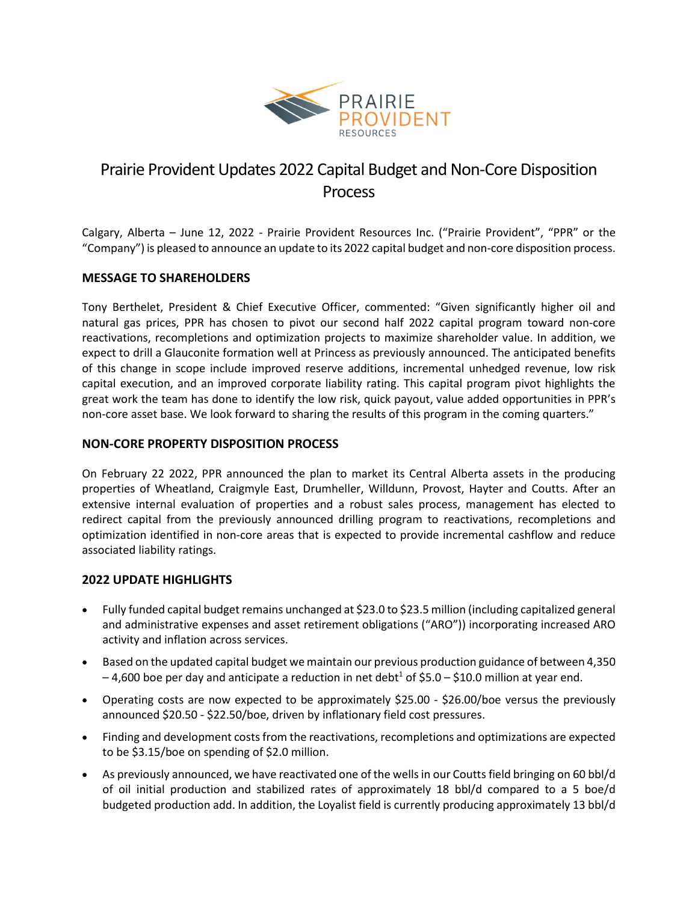# Prairie Provident Updates 2022 Capital Budget and Non-Core Disposition Process

Calgary, Alberta – June 12, 2022 - Prairie Provident Resources Inc. ("Prairie Provident", "PPR" or the "Company") is pleased to announce an update to its 2022 capital budget and non-core disposition process.

## MESSAGE TO SHAREHOLDERS

Tony Berthelet, President & Chief Executive Officer, commented: "Given significantly higher oil and natural gas prices, PPR has chosen to pivot our second half 2022 capital program toward non-core reactivations, recompletions and optimization projects to maximize shareholder value. In addition, we expect to drill a Glauconite formation well at Princess as previously announced. The anticipated benefits of this change in scope include improved reserve additions, incremental unhedged revenue, low risk capital execution, and an improved corporate liability rating. This capital program pivot highlights the great work the team has done to identify the low risk, quick payout, value added opportunities in PPR's non-core asset base. We look forward to sharing the results of this program in the coming quarters."

## NON-CORE PROPERTY DISPOSITION PROCESS

On February 22 2022, PPR announced the plan to market its Central Alberta assets in the producing properties of Wheatland, Craigmyle East, Drumheller, Willdunn, Provost, Hayter and Coutts. After an extensive internal evaluation of properties and a robust sales process, management has elected to redirect capital from the previously announced drilling program to reactivations, recompletions and optimization identified in non-core areas that is expected to provide incremental cashflow and reduce associated liability ratings.

## 2022 UPDATE HIGHLIGHTS

- Fully funded capital budget remains unchanged at $23.0 to $23.5 million (including capitalized general and administrative expenses and asset retirement obligations ("ARO")) incorporating increased ARO activity and inflation across services.
- Based on the updated capital budget we maintain our previous production guidance of between 4,350 – 4,600 boe per day and anticipate a reduction in net debt[1] of $5.0 – $10.0 million at year end.
- Operating costs are now expected to be approximately $25.00 - $26.00/boe versus the previously announced $20.50 - $22.50/boe, driven by inflationary field cost pressures.
- Finding and development costs from the reactivations, recompletions and optimizations are expected to be $3.15/boe on spending of $2.0 million.
- As previously announced, we have reactivated one of the wells in our Coutts field bringing on 60 bbl/d of oil initial production and stabilized rates of approximately 18 bbl/d compared to a 5 boe/d budgeted production add. In addition, the Loyalist field is currently producing approximately 13 bbl/d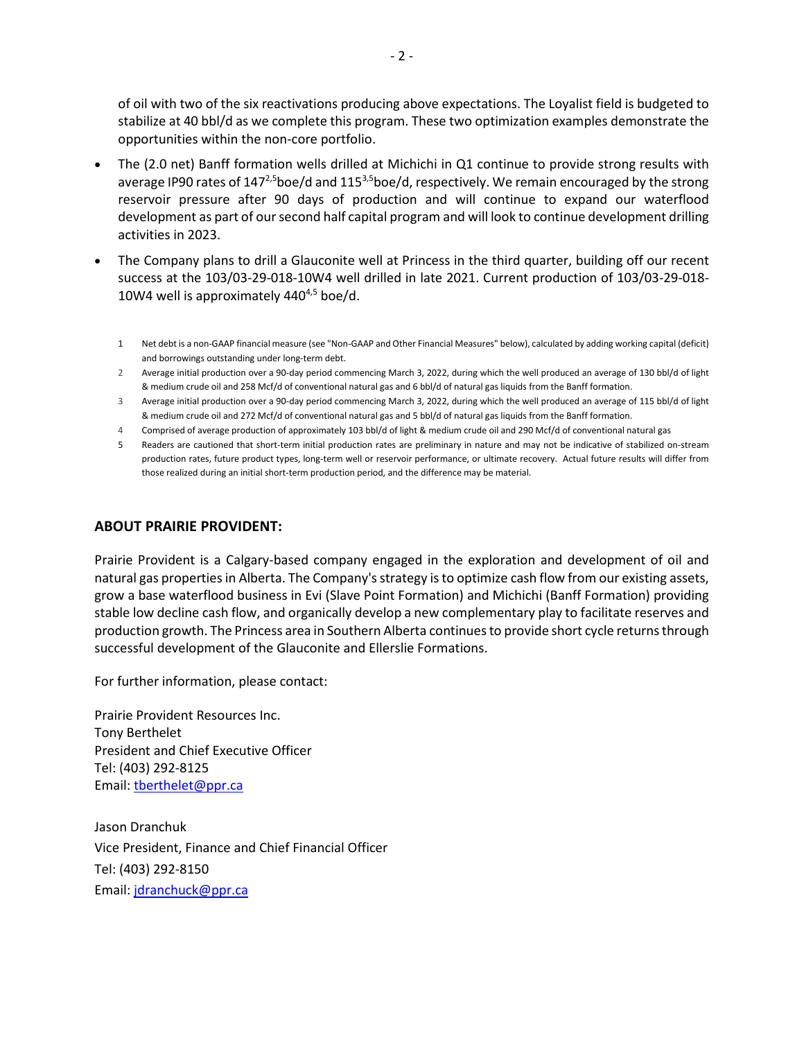of oil with two of the six reactivations producing above expectations. The Loyalist field is budgeted to stabilize at 40 bbl/d as we complete this program. These two optimization examples demonstrate the opportunities within the non-core portfolio.

- The (2.0 net) Banff formation wells drilled at Michichi in Q1 continue to provide strong results with average IP90 rates of 147[2,5]boe/d and 115[3,5]boe/d, respectively. We remain encouraged by the strong reservoir pressure after 90 days of production and will continue to expand our waterflood development as part of our second half capital program and will look to continue development drilling activities in 2023.
- The Company plans to drill a Glauconite well at Princess in the third quarter, building off our recent success at the 103/03-29-018-10W4 well drilled in late 2021. Current production of 103/03-29-018-10W4 well is approximately 440[4,5] boe/d.

1. Net debt is a non-GAAP financial measure (see "Non-GAAP and Other Financial Measures" below), calculated by adding working capital (deficit) and borrowings outstanding under long-term debt.
2. Average initial production over a 90-day period commencing March 3, 2022, during which the well produced an average of 130 bbl/d of light & medium crude oil and 258 Mcf/d of conventional natural gas and 6 bbl/d of natural gas liquids from the Banff formation.
3. Average initial production over a 90-day period commencing March 3, 2022, during which the well produced an average of 115 bbl/d of light & medium crude oil and 272 Mcf/d of conventional natural gas and 5 bbl/d of natural gas liquids from the Banff formation.
4. Comprised of average production of approximately 103 bbl/d of light & medium crude oil and 290 Mcf/d of conventional natural gas
5. Readers are cautioned that short-term initial production rates are preliminary in nature and may not be indicative of stabilized on-stream production rates, future product types, long-term well or reservoir performance, or ultimate recovery. Actual future results will differ from those realized during an initial short-term production period, and the difference may be material.

## ABOUT PRAIRIE PROVIDENT:

Prairie Provident is a Calgary-based company engaged in the exploration and development of oil and natural gas properties in Alberta. The Company's strategy is to optimize cash flow from our existing assets, grow a base waterflood business in Evi (Slave Point Formation) and Michichi (Banff Formation) providing stable low decline cash flow, and organically develop a new complementary play to facilitate reserves and production growth. The Princess area in Southern Alberta continues to provide short cycle returns through successful development of the Glauconite and Ellerslie Formations.

For further information, please contact:

Prairie Provident Resources Inc.
Tony Berthelet
President and Chief Executive Officer
Tel: (403) 292-8125
Email: tberthelet@ppr.ca

Jason Dranchuk
Vice President, Finance and Chief Financial Officer
Tel: (403) 292-8150
Email: jdranchuck@ppr.ca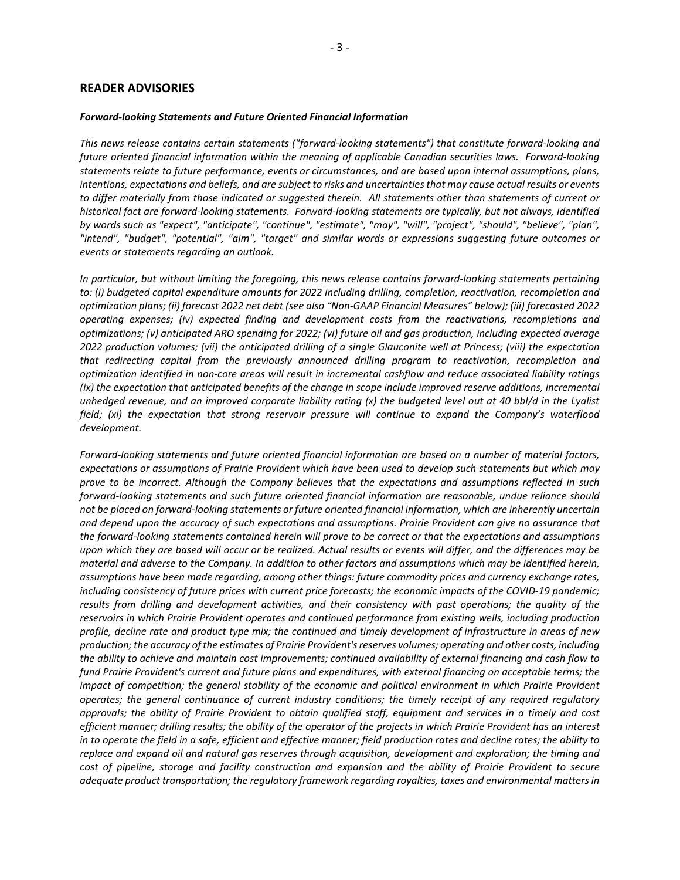## READER ADVISORIES

***Forward-looking Statements and Future Oriented Financial Information***

*This news release contains certain statements ("forward-looking statements") that constitute forward-looking and future oriented financial information within the meaning of applicable Canadian securities laws. Forward-looking statements relate to future performance, events or circumstances, and are based upon internal assumptions, plans, intentions, expectations and beliefs, and are subject to risks and uncertainties that may cause actual results or events to differ materially from those indicated or suggested therein. All statements other than statements of current or historical fact are forward-looking statements. Forward-looking statements are typically, but not always, identified by words such as "expect", "anticipate", "continue", "estimate", "may", "will", "project", "should", "believe", "plan", "intend", "budget", "potential", "aim", "target" and similar words or expressions suggesting future outcomes or events or statements regarding an outlook.*

*In particular, but without limiting the foregoing, this news release contains forward-looking statements pertaining to: (i) budgeted capital expenditure amounts for 2022 including drilling, completion, reactivation, recompletion and optimization plans; (ii) forecast 2022 net debt (see also "Non-GAAP Financial Measures" below); (iii) forecasted 2022 operating expenses; (iv) expected finding and development costs from the reactivations, recompletions and optimizations; (v) anticipated ARO spending for 2022; (vi) future oil and gas production, including expected average 2022 production volumes; (vii) the anticipated drilling of a single Glauconite well at Princess; (viii) the expectation that redirecting capital from the previously announced drilling program to reactivation, recompletion and optimization identified in non-core areas will result in incremental cashflow and reduce associated liability ratings (ix) the expectation that anticipated benefits of the change in scope include improved reserve additions, incremental unhedged revenue, and an improved corporate liability rating (x) the budgeted level out at 40 bbl/d in the Lyalist field; (xi) the expectation that strong reservoir pressure will continue to expand the Company's waterflood development.*

*Forward-looking statements and future oriented financial information are based on a number of material factors, expectations or assumptions of Prairie Provident which have been used to develop such statements but which may prove to be incorrect. Although the Company believes that the expectations and assumptions reflected in such forward-looking statements and such future oriented financial information are reasonable, undue reliance should not be placed on forward-looking statements or future oriented financial information, which are inherently uncertain and depend upon the accuracy of such expectations and assumptions. Prairie Provident can give no assurance that the forward-looking statements contained herein will prove to be correct or that the expectations and assumptions upon which they are based will occur or be realized. Actual results or events will differ, and the differences may be material and adverse to the Company. In addition to other factors and assumptions which may be identified herein, assumptions have been made regarding, among other things: future commodity prices and currency exchange rates, including consistency of future prices with current price forecasts; the economic impacts of the COVID-19 pandemic; results from drilling and development activities, and their consistency with past operations; the quality of the reservoirs in which Prairie Provident operates and continued performance from existing wells, including production profile, decline rate and product type mix; the continued and timely development of infrastructure in areas of new production; the accuracy of the estimates of Prairie Provident's reserves volumes; operating and other costs, including the ability to achieve and maintain cost improvements; continued availability of external financing and cash flow to fund Prairie Provident's current and future plans and expenditures, with external financing on acceptable terms; the impact of competition; the general stability of the economic and political environment in which Prairie Provident operates; the general continuance of current industry conditions; the timely receipt of any required regulatory approvals; the ability of Prairie Provident to obtain qualified staff, equipment and services in a timely and cost efficient manner; drilling results; the ability of the operator of the projects in which Prairie Provident has an interest in to operate the field in a safe, efficient and effective manner; field production rates and decline rates; the ability to replace and expand oil and natural gas reserves through acquisition, development and exploration; the timing and cost of pipeline, storage and facility construction and expansion and the ability of Prairie Provident to secure adequate product transportation; the regulatory framework regarding royalties, taxes and environmental matters in*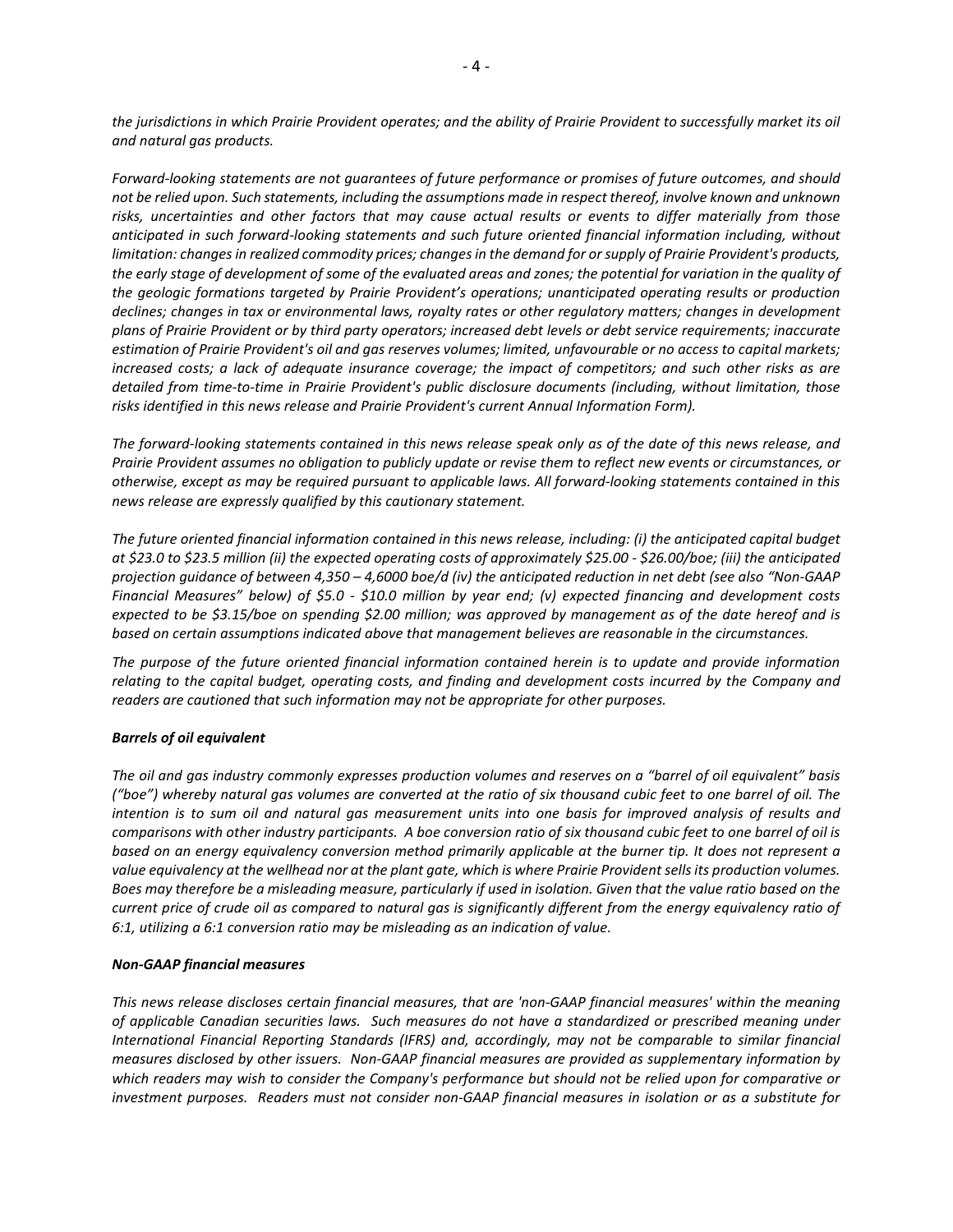*the jurisdictions in which Prairie Provident operates; and the ability of Prairie Provident to successfully market its oil and natural gas products.*

*Forward-looking statements are not guarantees of future performance or promises of future outcomes, and should not be relied upon. Such statements, including the assumptions made in respect thereof, involve known and unknown risks, uncertainties and other factors that may cause actual results or events to differ materially from those anticipated in such forward-looking statements and such future oriented financial information including, without limitation: changes in realized commodity prices; changes in the demand for or supply of Prairie Provident's products, the early stage of development of some of the evaluated areas and zones; the potential for variation in the quality of the geologic formations targeted by Prairie Provident's operations; unanticipated operating results or production declines; changes in tax or environmental laws, royalty rates or other regulatory matters; changes in development plans of Prairie Provident or by third party operators; increased debt levels or debt service requirements; inaccurate estimation of Prairie Provident's oil and gas reserves volumes; limited, unfavourable or no access to capital markets; increased costs; a lack of adequate insurance coverage; the impact of competitors; and such other risks as are detailed from time-to-time in Prairie Provident's public disclosure documents (including, without limitation, those risks identified in this news release and Prairie Provident's current Annual Information Form).*

*The forward-looking statements contained in this news release speak only as of the date of this news release, and Prairie Provident assumes no obligation to publicly update or revise them to reflect new events or circumstances, or otherwise, except as may be required pursuant to applicable laws. All forward-looking statements contained in this news release are expressly qualified by this cautionary statement.*

*The future oriented financial information contained in this news release, including: (i) the anticipated capital budget at $23.0 to $23.5 million (ii) the expected operating costs of approximately $25.00 - $26.00/boe; (iii) the anticipated projection guidance of between 4,350 – 4,6000 boe/d (iv) the anticipated reduction in net debt (see also "Non-GAAP Financial Measures" below) of $5.0 - $10.0 million by year end; (v) expected financing and development costs expected to be $3.15/boe on spending $2.00 million; was approved by management as of the date hereof and is based on certain assumptions indicated above that management believes are reasonable in the circumstances.*

*The purpose of the future oriented financial information contained herein is to update and provide information relating to the capital budget, operating costs, and finding and development costs incurred by the Company and readers are cautioned that such information may not be appropriate for other purposes.*

***Barrels of oil equivalent***

*The oil and gas industry commonly expresses production volumes and reserves on a "barrel of oil equivalent" basis ("boe") whereby natural gas volumes are converted at the ratio of six thousand cubic feet to one barrel of oil. The intention is to sum oil and natural gas measurement units into one basis for improved analysis of results and comparisons with other industry participants. A boe conversion ratio of six thousand cubic feet to one barrel of oil is based on an energy equivalency conversion method primarily applicable at the burner tip. It does not represent a value equivalency at the wellhead nor at the plant gate, which is where Prairie Provident sells its production volumes. Boes may therefore be a misleading measure, particularly if used in isolation. Given that the value ratio based on the current price of crude oil as compared to natural gas is significantly different from the energy equivalency ratio of 6:1, utilizing a 6:1 conversion ratio may be misleading as an indication of value.*

***Non-GAAP financial measures***

*This news release discloses certain financial measures, that are 'non-GAAP financial measures' within the meaning of applicable Canadian securities laws. Such measures do not have a standardized or prescribed meaning under International Financial Reporting Standards (IFRS) and, accordingly, may not be comparable to similar financial measures disclosed by other issuers. Non-GAAP financial measures are provided as supplementary information by which readers may wish to consider the Company's performance but should not be relied upon for comparative or investment purposes. Readers must not consider non-GAAP financial measures in isolation or as a substitute for*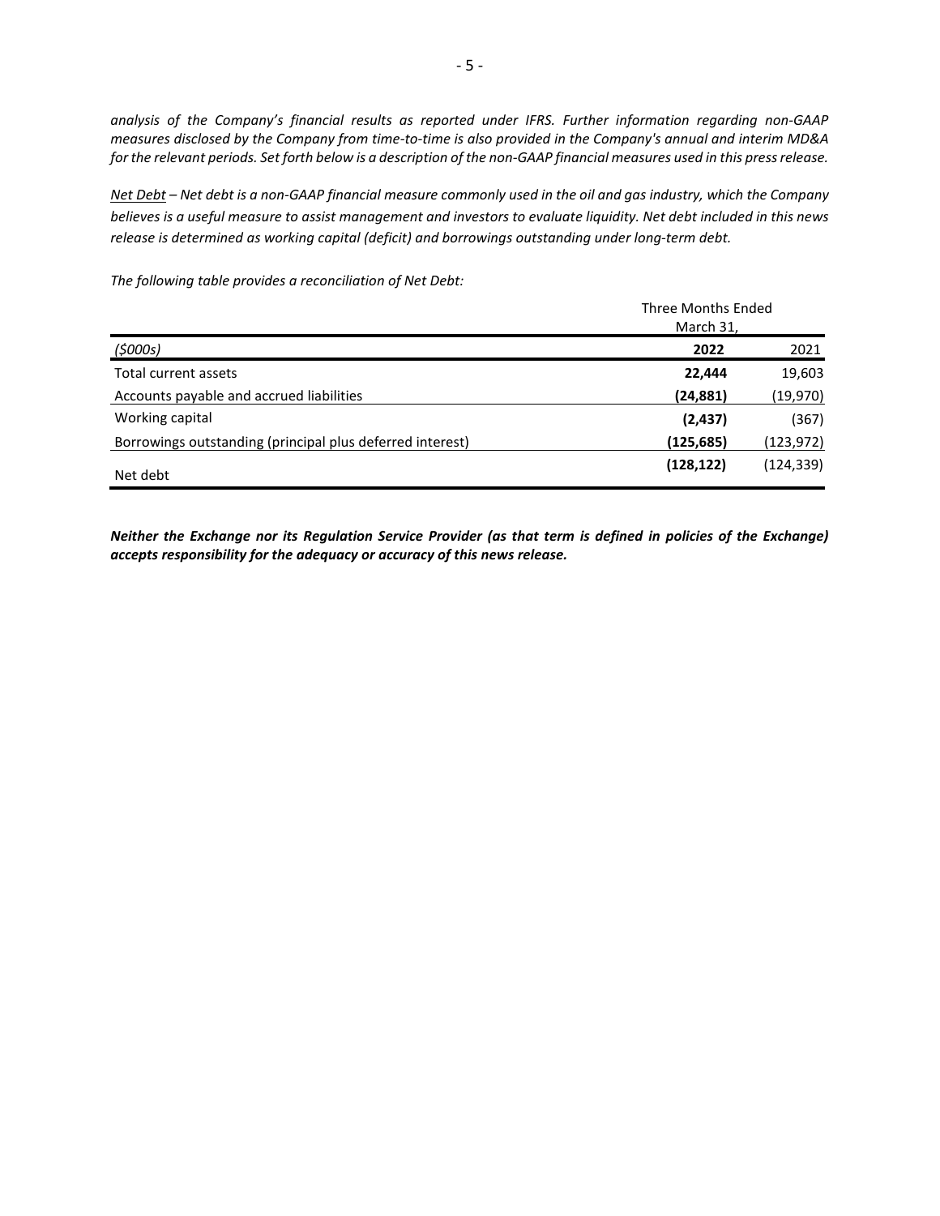*analysis of the Company's financial results as reported under IFRS. Further information regarding non-GAAP measures disclosed by the Company from time-to-time is also provided in the Company's annual and interim MD&A for the relevant periods. Set forth below is a description of the non-GAAP financial measures used in this press release.*

*Net Debt – Net debt is a non-GAAP financial measure commonly used in the oil and gas industry, which the Company believes is a useful measure to assist management and investors to evaluate liquidity. Net debt included in this news release is determined as working capital (deficit) and borrowings outstanding under long-term debt.*

*The following table provides a reconciliation of Net Debt:*

| | Three Months Ended March 31, | |
|---|---|---|
| *($000s)* | **2022** | 2021 |
| Total current assets | **22,444** | 19,603 |
| Accounts payable and accrued liabilities | **(24,881)** | (19,970) |
| Working capital | **(2,437)** | (367) |
| Borrowings outstanding (principal plus deferred interest) | **(125,685)** | (123,972) |
| Net debt | **(128,122)** | (124,339) |

***Neither the Exchange nor its Regulation Service Provider (as that term is defined in policies of the Exchange) accepts responsibility for the adequacy or accuracy of this news release.***